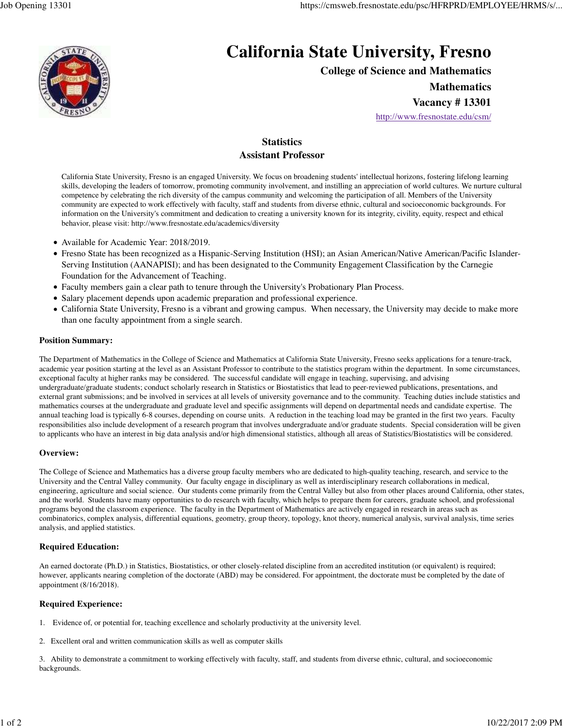# California State University, Fresno

**College of Science and Mathematics**

**Mathematics**

**Vacancy # 13301**

http://www.fresnostate.edu/csm/

## Statistics
## Assistant Professor

California State University, Fresno is an engaged University. We focus on broadening students' intellectual horizons, fostering lifelong learning skills, developing the leaders of tomorrow, promoting community involvement, and instilling an appreciation of world cultures. We nurture cultural competence by celebrating the rich diversity of the campus community and welcoming the participation of all. Members of the University community are expected to work effectively with faculty, staff and students from diverse ethnic, cultural and socioeconomic backgrounds. For information on the University's commitment and dedication to creating a university known for its integrity, civility, equity, respect and ethical behavior, please visit: http://www.fresnostate.edu/academics/diversity

- Available for Academic Year: 2018/2019.
- Fresno State has been recognized as a Hispanic-Serving Institution (HSI); an Asian American/Native American/Pacific Islander-Serving Institution (AANAPISI); and has been designated to the Community Engagement Classification by the Carnegie Foundation for the Advancement of Teaching.
- Faculty members gain a clear path to tenure through the University's Probationary Plan Process.
- Salary placement depends upon academic preparation and professional experience.
- California State University, Fresno is a vibrant and growing campus. When necessary, the University may decide to make more than one faculty appointment from a single search.

### Position Summary:

The Department of Mathematics in the College of Science and Mathematics at California State University, Fresno seeks applications for a tenure-track, academic year position starting at the level as an Assistant Professor to contribute to the statistics program within the department. In some circumstances, exceptional faculty at higher ranks may be considered. The successful candidate will engage in teaching, supervising, and advising undergraduate/graduate students; conduct scholarly research in Statistics or Biostatistics that lead to peer-reviewed publications, presentations, and external grant submissions; and be involved in services at all levels of university governance and to the community. Teaching duties include statistics and mathematics courses at the undergraduate and graduate level and specific assignments will depend on departmental needs and candidate expertise. The annual teaching load is typically 6-8 courses, depending on course units. A reduction in the teaching load may be granted in the first two years. Faculty responsibilities also include development of a research program that involves undergraduate and/or graduate students. Special consideration will be given to applicants who have an interest in big data analysis and/or high dimensional statistics, although all areas of Statistics/Biostatistics will be considered.

### Overview:

The College of Science and Mathematics has a diverse group faculty members who are dedicated to high-quality teaching, research, and service to the University and the Central Valley community. Our faculty engage in disciplinary as well as interdisciplinary research collaborations in medical, engineering, agriculture and social science. Our students come primarily from the Central Valley but also from other places around California, other states, and the world. Students have many opportunities to do research with faculty, which helps to prepare them for careers, graduate school, and professional programs beyond the classroom experience. The faculty in the Department of Mathematics are actively engaged in research in areas such as combinatorics, complex analysis, differential equations, geometry, group theory, topology, knot theory, numerical analysis, survival analysis, time series analysis, and applied statistics.

### Required Education:

An earned doctorate (Ph.D.) in Statistics, Biostatistics, or other closely-related discipline from an accredited institution (or equivalent) is required; however, applicants nearing completion of the doctorate (ABD) may be considered. For appointment, the doctorate must be completed by the date of appointment (8/16/2018).

### Required Experience:

1. Evidence of, or potential for, teaching excellence and scholarly productivity at the university level.

2. Excellent oral and written communication skills as well as computer skills

3. Ability to demonstrate a commitment to working effectively with faculty, staff, and students from diverse ethnic, cultural, and socioeconomic backgrounds.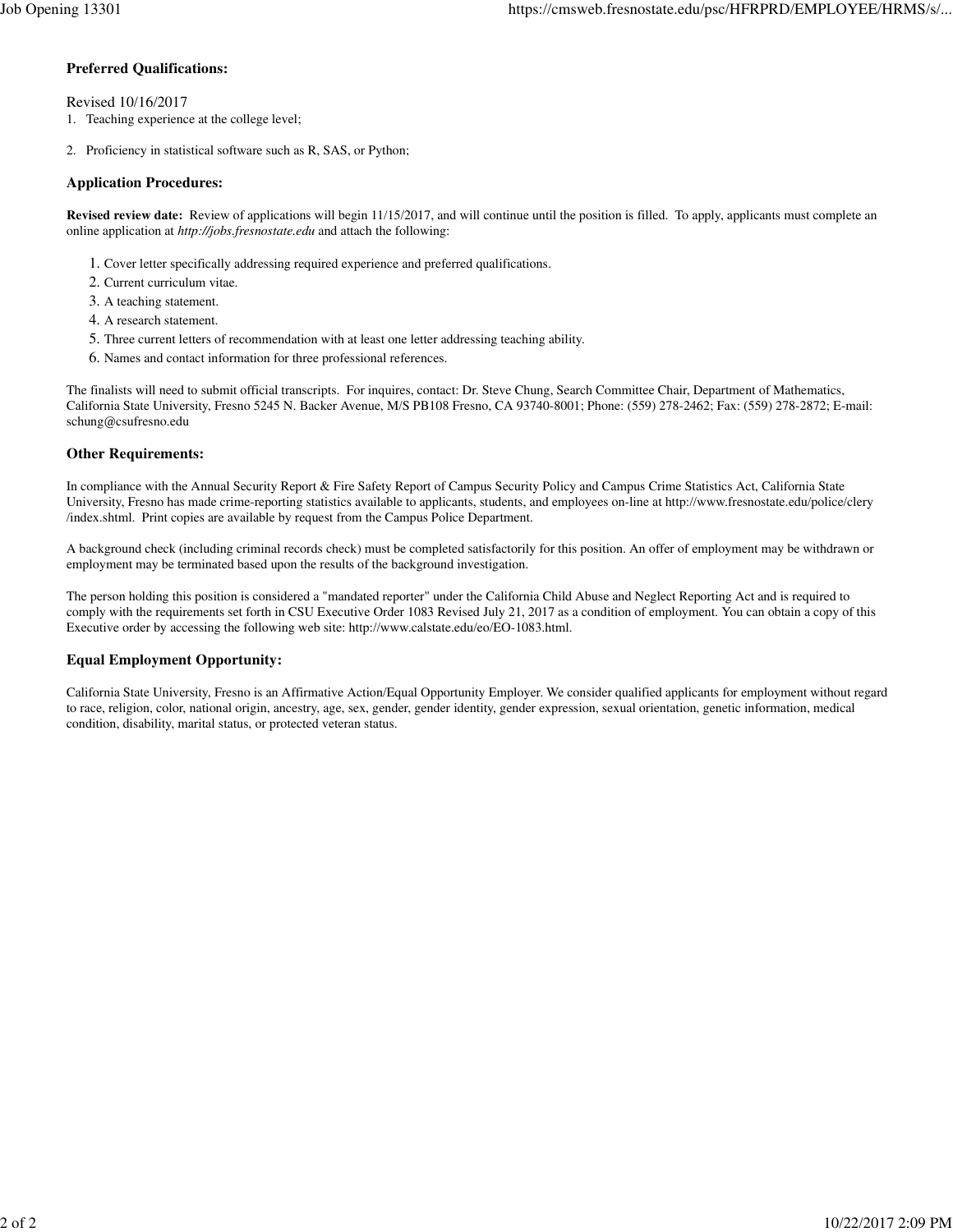### Preferred Qualifications:

Revised 10/16/2017

1. Teaching experience at the college level;

2. Proficiency in statistical software such as R, SAS, or Python;

### Application Procedures:

**Revised review date:** Review of applications will begin 11/15/2017, and will continue until the position is filled. To apply, applicants must complete an online application at *http://jobs.fresnostate.edu* and attach the following:

1. Cover letter specifically addressing required experience and preferred qualifications.
2. Current curriculum vitae.
3. A teaching statement.
4. A research statement.
5. Three current letters of recommendation with at least one letter addressing teaching ability.
6. Names and contact information for three professional references.

The finalists will need to submit official transcripts. For inquires, contact: Dr. Steve Chung, Search Committee Chair, Department of Mathematics, California State University, Fresno 5245 N. Backer Avenue, M/S PB108 Fresno, CA 93740-8001; Phone: (559) 278-2462; Fax: (559) 278-2872; E-mail: schung@csufresno.edu

### Other Requirements:

In compliance with the Annual Security Report & Fire Safety Report of Campus Security Policy and Campus Crime Statistics Act, California State University, Fresno has made crime-reporting statistics available to applicants, students, and employees on-line at http://www.fresnostate.edu/police/clery/index.shtml. Print copies are available by request from the Campus Police Department.

A background check (including criminal records check) must be completed satisfactorily for this position. An offer of employment may be withdrawn or employment may be terminated based upon the results of the background investigation.

The person holding this position is considered a "mandated reporter" under the California Child Abuse and Neglect Reporting Act and is required to comply with the requirements set forth in CSU Executive Order 1083 Revised July 21, 2017 as a condition of employment. You can obtain a copy of this Executive order by accessing the following web site: http://www.calstate.edu/eo/EO-1083.html.

### Equal Employment Opportunity:

California State University, Fresno is an Affirmative Action/Equal Opportunity Employer. We consider qualified applicants for employment without regard to race, religion, color, national origin, ancestry, age, sex, gender, gender identity, gender expression, sexual orientation, genetic information, medical condition, disability, marital status, or protected veteran status.